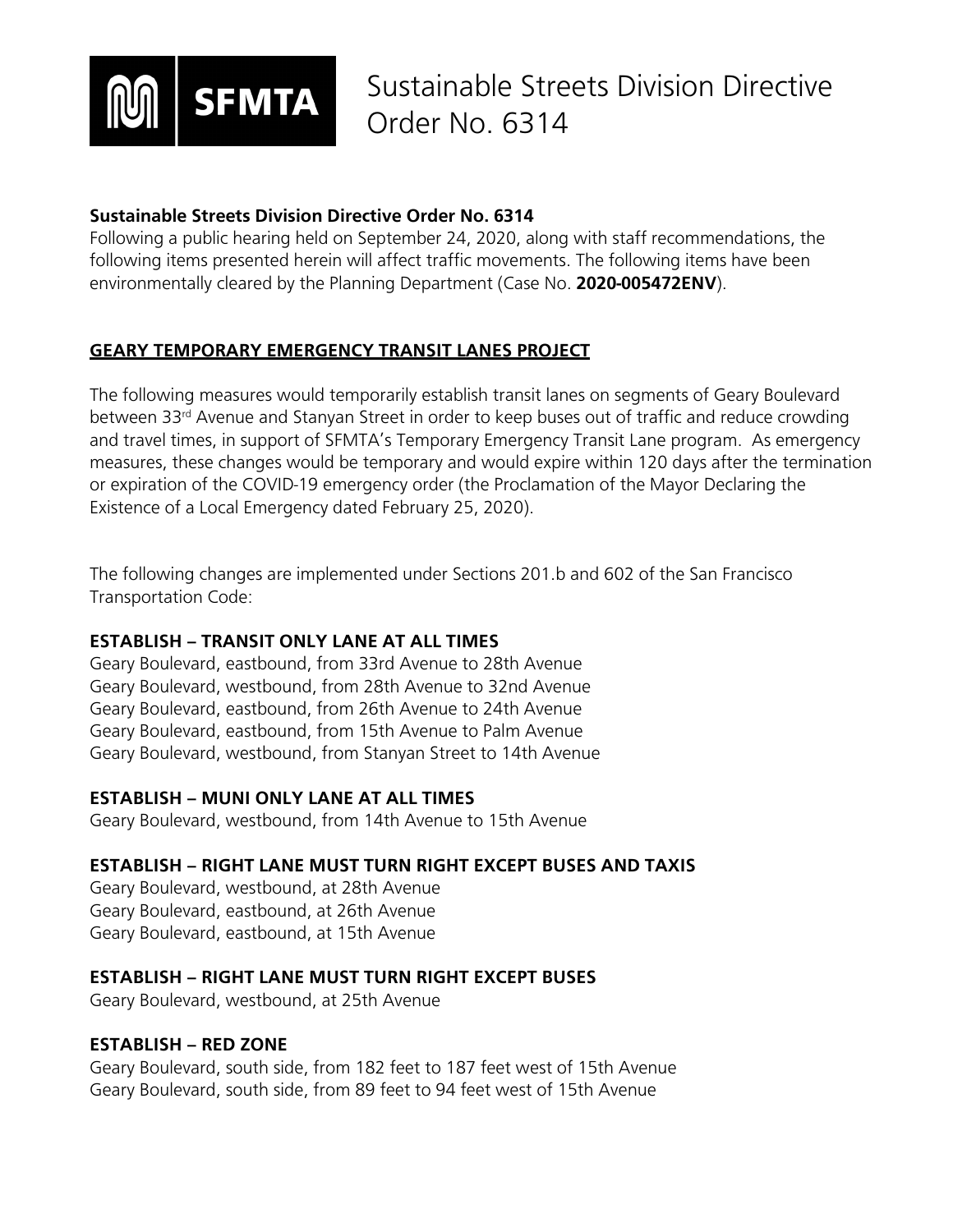# Sustainable Streets Division Directive Order No. 6314

**Sustainable Streets Division Directive Order No. 6314**
Following a public hearing held on September 24, 2020, along with staff recommendations, the following items presented herein will affect traffic movements. The following items have been environmentally cleared by the Planning Department (Case No. **2020-005472ENV**).

## GEARY TEMPORARY EMERGENCY TRANSIT LANES PROJECT

The following measures would temporarily establish transit lanes on segments of Geary Boulevard between 33rd Avenue and Stanyan Street in order to keep buses out of traffic and reduce crowding and travel times, in support of SFMTA's Temporary Emergency Transit Lane program. As emergency measures, these changes would be temporary and would expire within 120 days after the termination or expiration of the COVID-19 emergency order (the Proclamation of the Mayor Declaring the Existence of a Local Emergency dated February 25, 2020).

The following changes are implemented under Sections 201.b and 602 of the San Francisco Transportation Code:

**ESTABLISH – TRANSIT ONLY LANE AT ALL TIMES**
Geary Boulevard, eastbound, from 33rd Avenue to 28th Avenue
Geary Boulevard, westbound, from 28th Avenue to 32nd Avenue
Geary Boulevard, eastbound, from 26th Avenue to 24th Avenue
Geary Boulevard, eastbound, from 15th Avenue to Palm Avenue
Geary Boulevard, westbound, from Stanyan Street to 14th Avenue

**ESTABLISH – MUNI ONLY LANE AT ALL TIMES**
Geary Boulevard, westbound, from 14th Avenue to 15th Avenue

**ESTABLISH – RIGHT LANE MUST TURN RIGHT EXCEPT BUSES AND TAXIS**
Geary Boulevard, westbound, at 28th Avenue
Geary Boulevard, eastbound, at 26th Avenue
Geary Boulevard, eastbound, at 15th Avenue

**ESTABLISH – RIGHT LANE MUST TURN RIGHT EXCEPT BUSES**
Geary Boulevard, westbound, at 25th Avenue

**ESTABLISH – RED ZONE**
Geary Boulevard, south side, from 182 feet to 187 feet west of 15th Avenue
Geary Boulevard, south side, from 89 feet to 94 feet west of 15th Avenue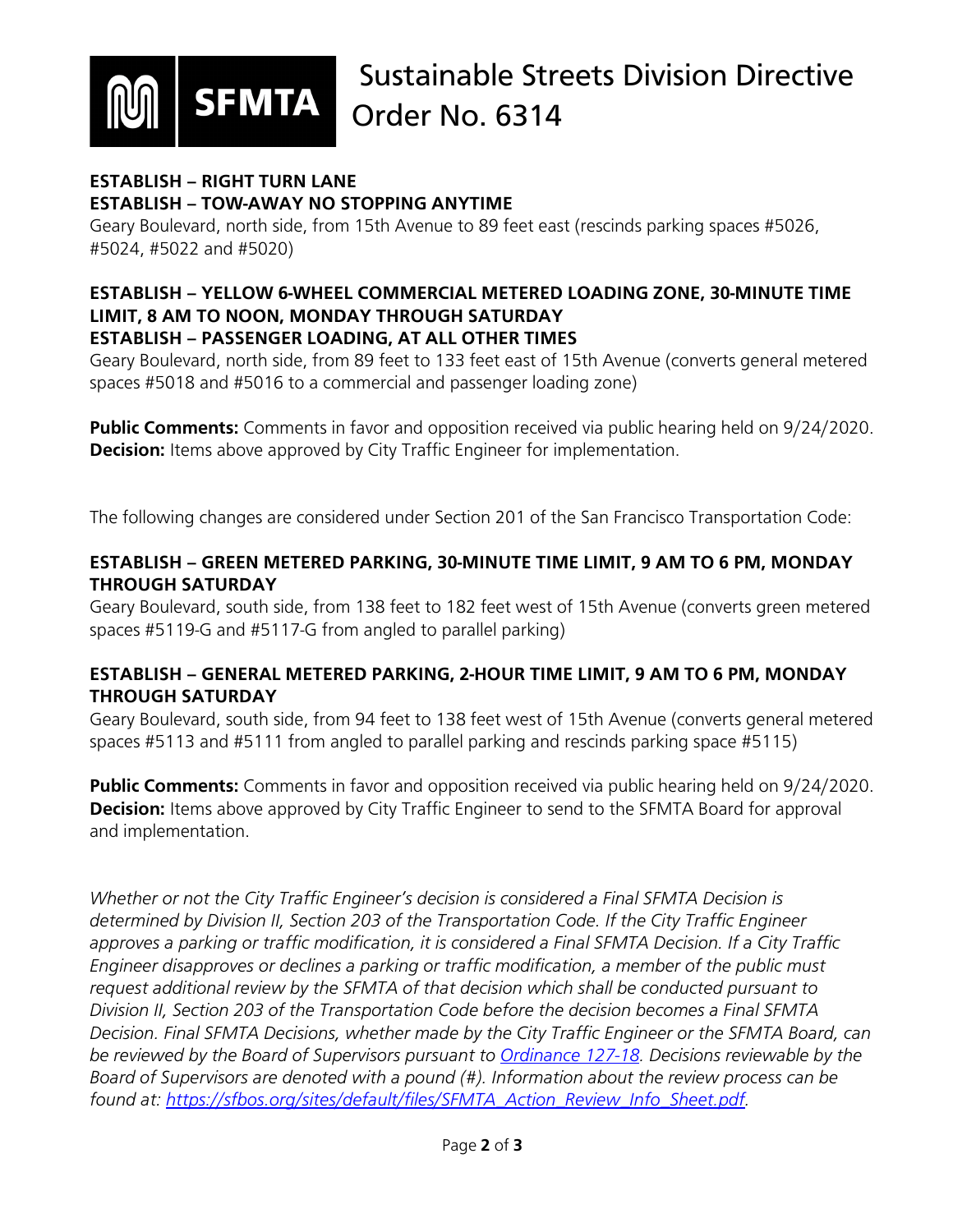# Sustainable Streets Division Directive Order No. 6314

**ESTABLISH – RIGHT TURN LANE**
**ESTABLISH – TOW-AWAY NO STOPPING ANYTIME**
Geary Boulevard, north side, from 15th Avenue to 89 feet east (rescinds parking spaces #5026, #5024, #5022 and #5020)

**ESTABLISH – YELLOW 6-WHEEL COMMERCIAL METERED LOADING ZONE, 30-MINUTE TIME LIMIT, 8 AM TO NOON, MONDAY THROUGH SATURDAY**
**ESTABLISH – PASSENGER LOADING, AT ALL OTHER TIMES**
Geary Boulevard, north side, from 89 feet to 133 feet east of 15th Avenue (converts general metered spaces #5018 and #5016 to a commercial and passenger loading zone)

**Public Comments:** Comments in favor and opposition received via public hearing held on 9/24/2020.
**Decision:** Items above approved by City Traffic Engineer for implementation.

The following changes are considered under Section 201 of the San Francisco Transportation Code:

**ESTABLISH – GREEN METERED PARKING, 30-MINUTE TIME LIMIT, 9 AM TO 6 PM, MONDAY THROUGH SATURDAY**
Geary Boulevard, south side, from 138 feet to 182 feet west of 15th Avenue (converts green metered spaces #5119-G and #5117-G from angled to parallel parking)

**ESTABLISH – GENERAL METERED PARKING, 2-HOUR TIME LIMIT, 9 AM TO 6 PM, MONDAY THROUGH SATURDAY**
Geary Boulevard, south side, from 94 feet to 138 feet west of 15th Avenue (converts general metered spaces #5113 and #5111 from angled to parallel parking and rescinds parking space #5115)

**Public Comments:** Comments in favor and opposition received via public hearing held on 9/24/2020.
**Decision:** Items above approved by City Traffic Engineer to send to the SFMTA Board for approval and implementation.

*Whether or not the City Traffic Engineer's decision is considered a Final SFMTA Decision is determined by Division II, Section 203 of the Transportation Code. If the City Traffic Engineer approves a parking or traffic modification, it is considered a Final SFMTA Decision. If a City Traffic Engineer disapproves or declines a parking or traffic modification, a member of the public must request additional review by the SFMTA of that decision which shall be conducted pursuant to Division II, Section 203 of the Transportation Code before the decision becomes a Final SFMTA Decision. Final SFMTA Decisions, whether made by the City Traffic Engineer or the SFMTA Board, can be reviewed by the Board of Supervisors pursuant to [Ordinance 127-18](). Decisions reviewable by the Board of Supervisors are denoted with a pound (#). Information about the review process can be found at: [https://sfbos.org/sites/default/files/SFMTA_Action_Review_Info_Sheet.pdf](https://sfbos.org/sites/default/files/SFMTA_Action_Review_Info_Sheet.pdf).*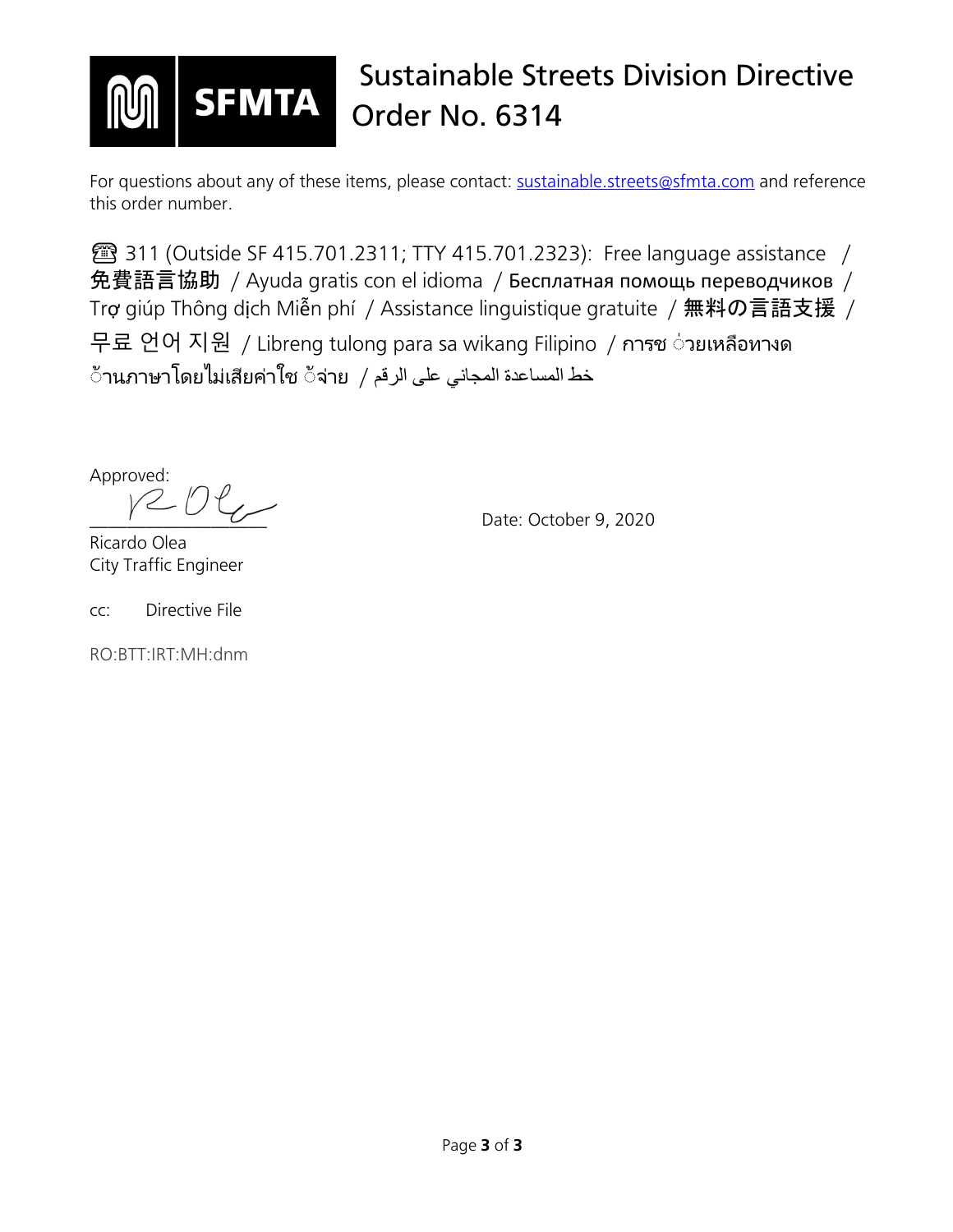# Sustainable Streets Division Directive Order No. 6314

For questions about any of these items, please contact: sustainable.streets@sfmta.com and reference this order number.

☎ 311 (Outside SF 415.701.2311; TTY 415.701.2323): Free language assistance / 免費語言協助 / Ayuda gratis con el idioma / Бесплатная помощь переводчиков / Trợ giúp Thông dịch Miễn phí / Assistance linguistique gratuite / 無料の言語支援 / 무료 언어 지원 / Libreng tulong para sa wikang Filipino / การช ่วยเหลือทางด ้านภาษาโดยไม่เสียค่าใช ้จ่าย / خط المساعدة المجاني على الرقم

Approved:

_____________________

Ricardo Olea
City Traffic Engineer

Date: October 9, 2020

cc: Directive File

RO:BTT:IRT:MH:dnm